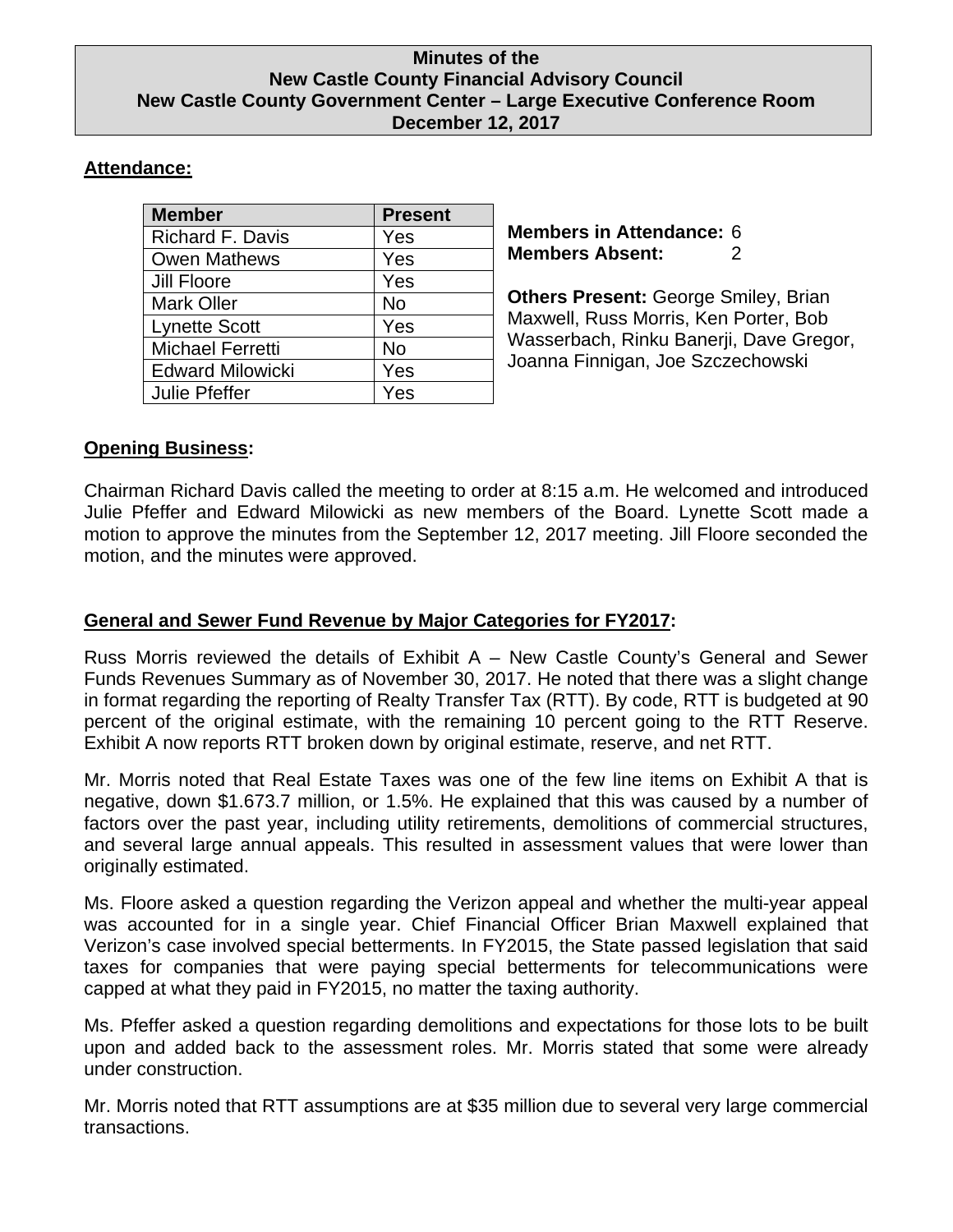# Minutes of the
# New Castle County Financial Advisory Council
# New Castle County Government Center – Large Executive Conference Room
# December 12, 2017

**Attendance:**

| Member | Present |
|---|---|
| Richard F. Davis | Yes |
| Owen Mathews | Yes |
| Jill Floore | Yes |
| Mark Oller | No |
| Lynette Scott | Yes |
| Michael Ferretti | No |
| Edward Milowicki | Yes |
| Julie Pfeffer | Yes |

**Members in Attendance:** 6
**Members Absent:** 2

**Others Present:** George Smiley, Brian Maxwell, Russ Morris, Ken Porter, Bob Wasserbach, Rinku Banerji, Dave Gregor, Joanna Finnigan, Joe Szczechowski

**Opening Business:**

Chairman Richard Davis called the meeting to order at 8:15 a.m. He welcomed and introduced Julie Pfeffer and Edward Milowicki as new members of the Board. Lynette Scott made a motion to approve the minutes from the September 12, 2017 meeting. Jill Floore seconded the motion, and the minutes were approved.

**General and Sewer Fund Revenue by Major Categories for FY2017:**

Russ Morris reviewed the details of Exhibit A – New Castle County's General and Sewer Funds Revenues Summary as of November 30, 2017. He noted that there was a slight change in format regarding the reporting of Realty Transfer Tax (RTT). By code, RTT is budgeted at 90 percent of the original estimate, with the remaining 10 percent going to the RTT Reserve. Exhibit A now reports RTT broken down by original estimate, reserve, and net RTT.

Mr. Morris noted that Real Estate Taxes was one of the few line items on Exhibit A that is negative, down $1.673.7 million, or 1.5%. He explained that this was caused by a number of factors over the past year, including utility retirements, demolitions of commercial structures, and several large annual appeals. This resulted in assessment values that were lower than originally estimated.

Ms. Floore asked a question regarding the Verizon appeal and whether the multi-year appeal was accounted for in a single year. Chief Financial Officer Brian Maxwell explained that Verizon's case involved special betterments. In FY2015, the State passed legislation that said taxes for companies that were paying special betterments for telecommunications were capped at what they paid in FY2015, no matter the taxing authority.

Ms. Pfeffer asked a question regarding demolitions and expectations for those lots to be built upon and added back to the assessment roles. Mr. Morris stated that some were already under construction.

Mr. Morris noted that RTT assumptions are at $35 million due to several very large commercial transactions.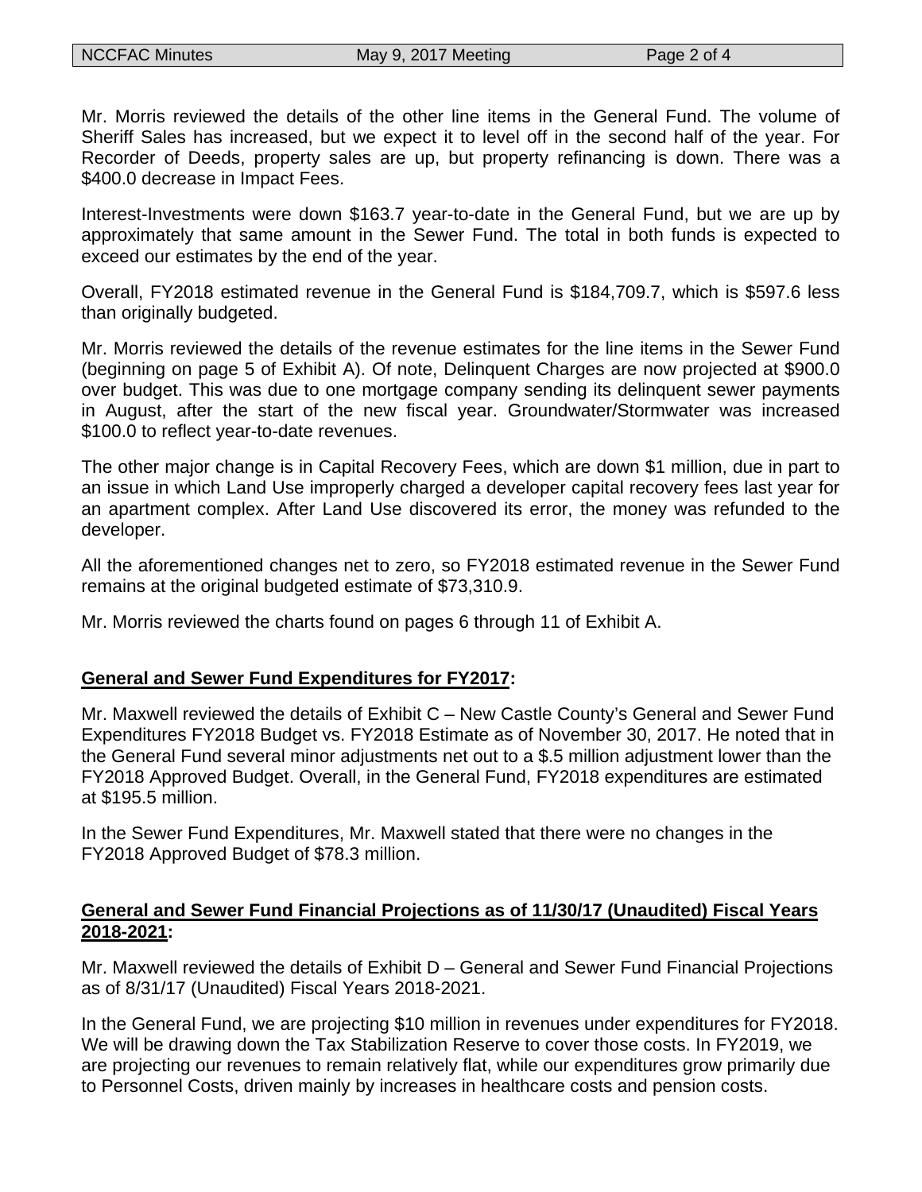Mr. Morris reviewed the details of the other line items in the General Fund. The volume of Sheriff Sales has increased, but we expect it to level off in the second half of the year. For Recorder of Deeds, property sales are up, but property refinancing is down. There was a $400.0 decrease in Impact Fees.

Interest-Investments were down $163.7 year-to-date in the General Fund, but we are up by approximately that same amount in the Sewer Fund. The total in both funds is expected to exceed our estimates by the end of the year.

Overall, FY2018 estimated revenue in the General Fund is $184,709.7, which is $597.6 less than originally budgeted.

Mr. Morris reviewed the details of the revenue estimates for the line items in the Sewer Fund (beginning on page 5 of Exhibit A). Of note, Delinquent Charges are now projected at $900.0 over budget. This was due to one mortgage company sending its delinquent sewer payments in August, after the start of the new fiscal year. Groundwater/Stormwater was increased $100.0 to reflect year-to-date revenues.

The other major change is in Capital Recovery Fees, which are down $1 million, due in part to an issue in which Land Use improperly charged a developer capital recovery fees last year for an apartment complex. After Land Use discovered its error, the money was refunded to the developer.

All the aforementioned changes net to zero, so FY2018 estimated revenue in the Sewer Fund remains at the original budgeted estimate of $73,310.9.

Mr. Morris reviewed the charts found on pages 6 through 11 of Exhibit A.

**General and Sewer Fund Expenditures for FY2017:**

Mr. Maxwell reviewed the details of Exhibit C – New Castle County's General and Sewer Fund Expenditures FY2018 Budget vs. FY2018 Estimate as of November 30, 2017. He noted that in the General Fund several minor adjustments net out to a $.5 million adjustment lower than the FY2018 Approved Budget. Overall, in the General Fund, FY2018 expenditures are estimated at $195.5 million.

In the Sewer Fund Expenditures, Mr. Maxwell stated that there were no changes in the FY2018 Approved Budget of $78.3 million.

**General and Sewer Fund Financial Projections as of 11/30/17 (Unaudited) Fiscal Years 2018-2021:**

Mr. Maxwell reviewed the details of Exhibit D – General and Sewer Fund Financial Projections as of 8/31/17 (Unaudited) Fiscal Years 2018-2021.

In the General Fund, we are projecting $10 million in revenues under expenditures for FY2018. We will be drawing down the Tax Stabilization Reserve to cover those costs. In FY2019, we are projecting our revenues to remain relatively flat, while our expenditures grow primarily due to Personnel Costs, driven mainly by increases in healthcare costs and pension costs.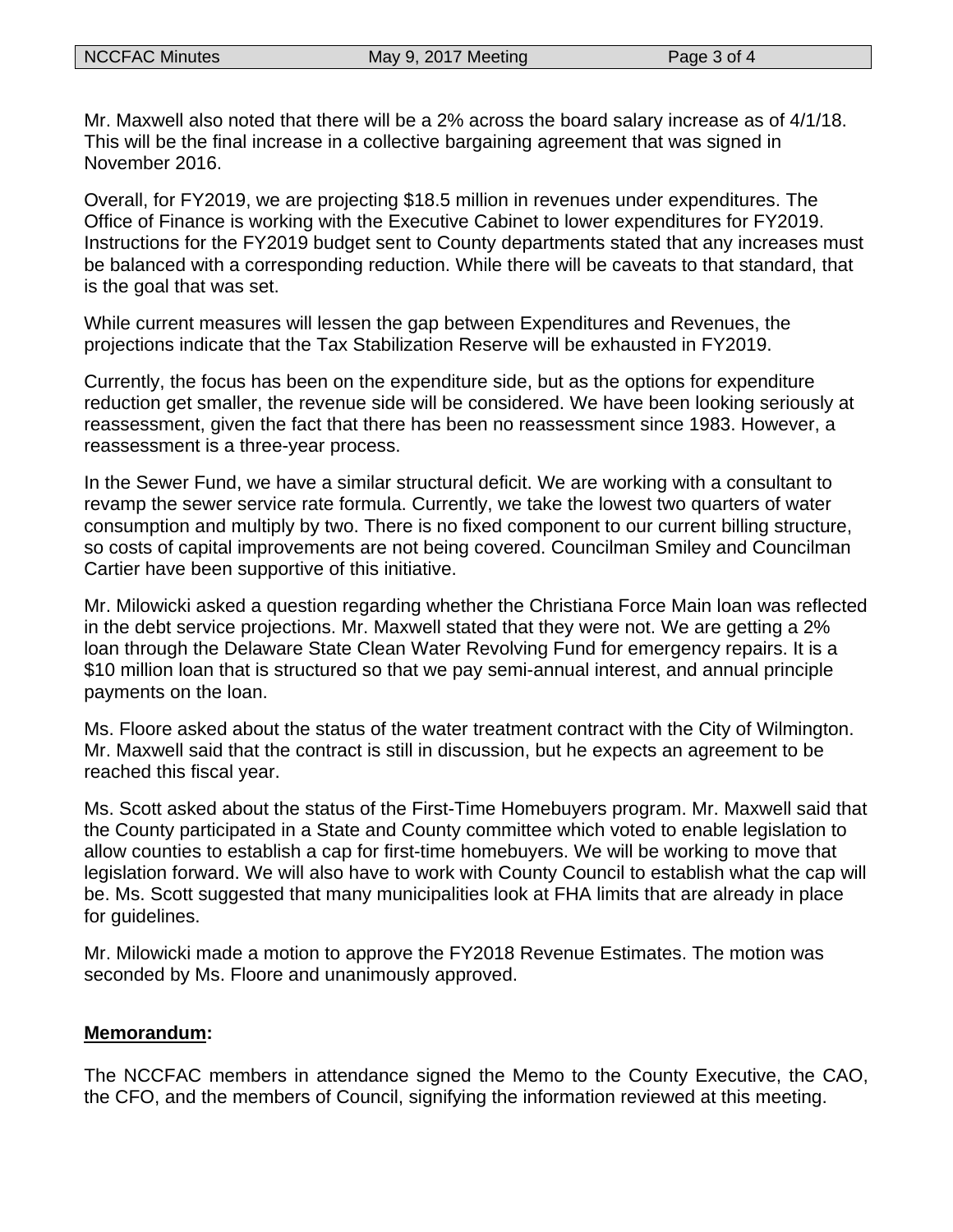Mr. Maxwell also noted that there will be a 2% across the board salary increase as of 4/1/18. This will be the final increase in a collective bargaining agreement that was signed in November 2016.

Overall, for FY2019, we are projecting $18.5 million in revenues under expenditures. The Office of Finance is working with the Executive Cabinet to lower expenditures for FY2019. Instructions for the FY2019 budget sent to County departments stated that any increases must be balanced with a corresponding reduction. While there will be caveats to that standard, that is the goal that was set.

While current measures will lessen the gap between Expenditures and Revenues, the projections indicate that the Tax Stabilization Reserve will be exhausted in FY2019.

Currently, the focus has been on the expenditure side, but as the options for expenditure reduction get smaller, the revenue side will be considered. We have been looking seriously at reassessment, given the fact that there has been no reassessment since 1983. However, a reassessment is a three-year process.

In the Sewer Fund, we have a similar structural deficit. We are working with a consultant to revamp the sewer service rate formula. Currently, we take the lowest two quarters of water consumption and multiply by two. There is no fixed component to our current billing structure, so costs of capital improvements are not being covered. Councilman Smiley and Councilman Cartier have been supportive of this initiative.

Mr. Milowicki asked a question regarding whether the Christiana Force Main loan was reflected in the debt service projections. Mr. Maxwell stated that they were not. We are getting a 2% loan through the Delaware State Clean Water Revolving Fund for emergency repairs. It is a $10 million loan that is structured so that we pay semi-annual interest, and annual principle payments on the loan.

Ms. Floore asked about the status of the water treatment contract with the City of Wilmington. Mr. Maxwell said that the contract is still in discussion, but he expects an agreement to be reached this fiscal year.

Ms. Scott asked about the status of the First-Time Homebuyers program. Mr. Maxwell said that the County participated in a State and County committee which voted to enable legislation to allow counties to establish a cap for first-time homebuyers. We will be working to move that legislation forward. We will also have to work with County Council to establish what the cap will be. Ms. Scott suggested that many municipalities look at FHA limits that are already in place for guidelines.

Mr. Milowicki made a motion to approve the FY2018 Revenue Estimates. The motion was seconded by Ms. Floore and unanimously approved.

**Memorandum:**

The NCCFAC members in attendance signed the Memo to the County Executive, the CAO, the CFO, and the members of Council, signifying the information reviewed at this meeting.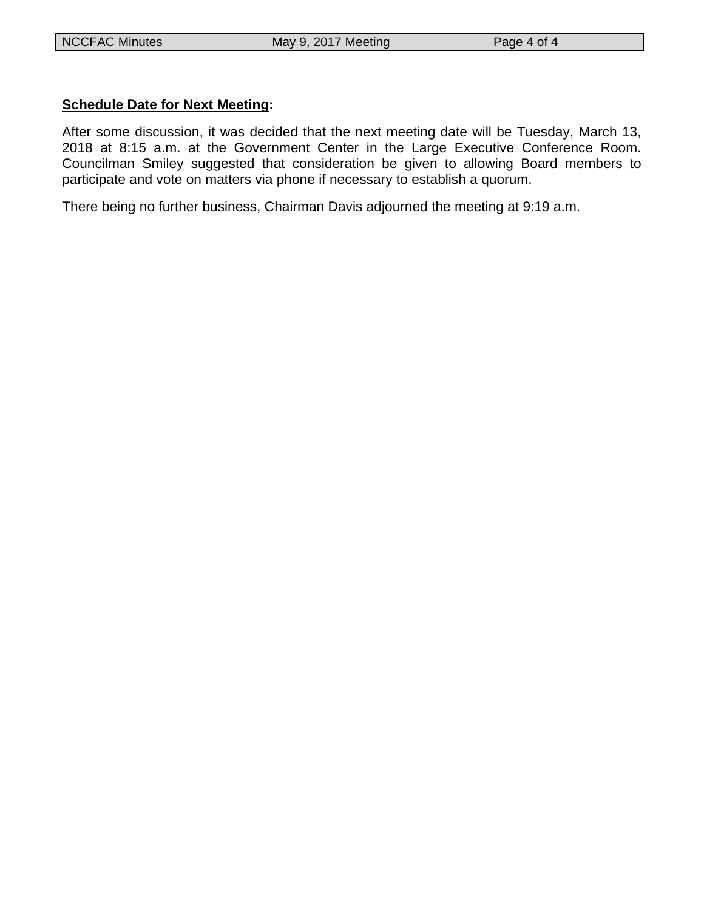**Schedule Date for Next Meeting:**

After some discussion, it was decided that the next meeting date will be Tuesday, March 13, 2018 at 8:15 a.m. at the Government Center in the Large Executive Conference Room. Councilman Smiley suggested that consideration be given to allowing Board members to participate and vote on matters via phone if necessary to establish a quorum.

There being no further business, Chairman Davis adjourned the meeting at 9:19 a.m.